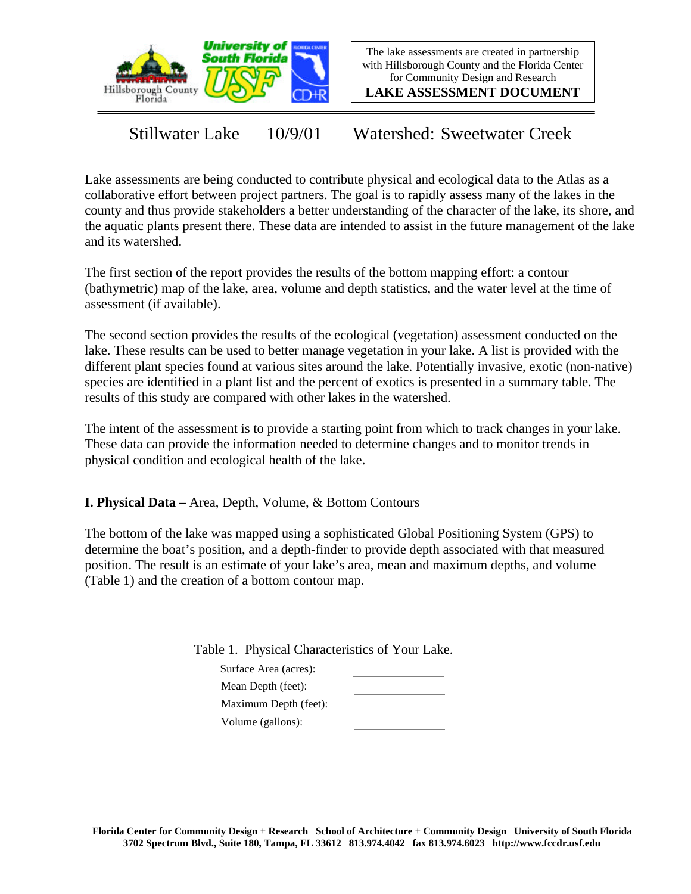The lake assessments are created in partnership with Hillsborough County and the Florida Center for Community Design and Research

**LAKE ASSESSMENT DOCUMENT**

# Stillwater Lake 10/9/01 Watershed: Sweetwater Creek

Lake assessments are being conducted to contribute physical and ecological data to the Atlas as a collaborative effort between project partners. The goal is to rapidly assess many of the lakes in the county and thus provide stakeholders a better understanding of the character of the lake, its shore, and the aquatic plants present there. These data are intended to assist in the future management of the lake and its watershed.

The first section of the report provides the results of the bottom mapping effort: a contour (bathymetric) map of the lake, area, volume and depth statistics, and the water level at the time of assessment (if available).

The second section provides the results of the ecological (vegetation) assessment conducted on the lake. These results can be used to better manage vegetation in your lake. A list is provided with the different plant species found at various sites around the lake. Potentially invasive, exotic (non-native) species are identified in a plant list and the percent of exotics is presented in a summary table. The results of this study are compared with other lakes in the watershed.

The intent of the assessment is to provide a starting point from which to track changes in your lake. These data can provide the information needed to determine changes and to monitor trends in physical condition and ecological health of the lake.

## I. Physical Data – Area, Depth, Volume, & Bottom Contours

The bottom of the lake was mapped using a sophisticated Global Positioning System (GPS) to determine the boat's position, and a depth-finder to provide depth associated with that measured position. The result is an estimate of your lake's area, mean and maximum depths, and volume (Table 1) and the creation of a bottom contour map.

Table 1. Physical Characteristics of Your Lake.

| | |
|---|---|
| Surface Area (acres): | |
| Mean Depth (feet): | |
| Maximum Depth (feet): | |
| Volume (gallons): | |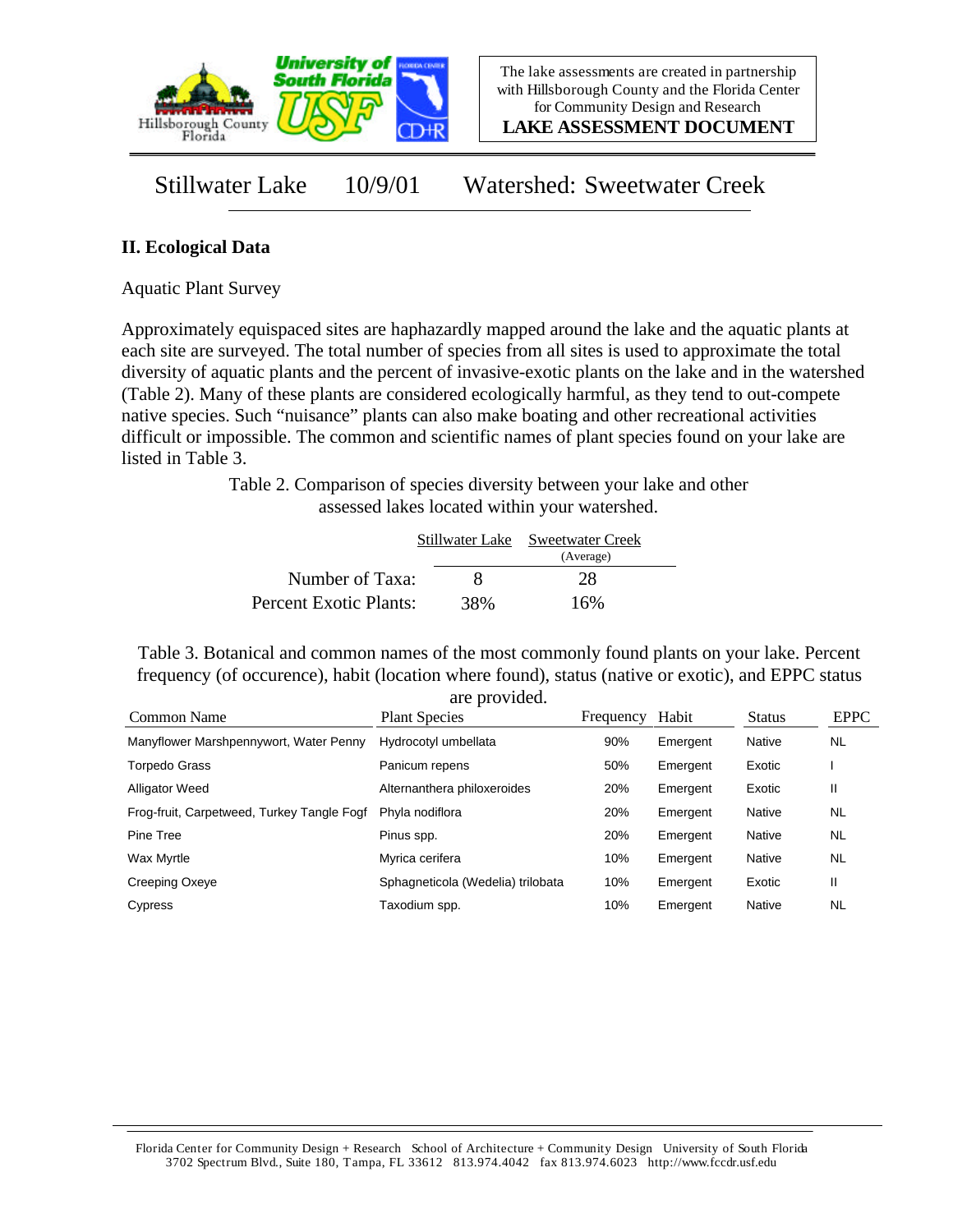The lake assessments are created in partnership with Hillsborough County and the Florida Center for Community Design and Research

**LAKE ASSESSMENT DOCUMENT**

# Stillwater Lake 10/9/01 Watershed: Sweetwater Creek

## II. Ecological Data

Aquatic Plant Survey

Approximately equispaced sites are haphazardly mapped around the lake and the aquatic plants at each site are surveyed. The total number of species from all sites is used to approximate the total diversity of aquatic plants and the percent of invasive-exotic plants on the lake and in the watershed (Table 2). Many of these plants are considered ecologically harmful, as they tend to out-compete native species. Such "nuisance" plants can also make boating and other recreational activities difficult or impossible. The common and scientific names of plant species found on your lake are listed in Table 3.

Table 2. Comparison of species diversity between your lake and other assessed lakes located within your watershed.

| | Stillwater Lake | Sweetwater Creek (Average) |
|---|---|---|
| Number of Taxa: | 8 | 28 |
| Percent Exotic Plants: | 38% | 16% |

Table 3. Botanical and common names of the most commonly found plants on your lake. Percent frequency (of occurence), habit (location where found), status (native or exotic), and EPPC status are provided.

| Common Name | Plant Species | Frequency | Habit | Status | EPPC |
|---|---|---|---|---|---|
| Manyflower Marshpennywort, Water Penny | Hydrocotyl umbellata | 90% | Emergent | Native | NL |
| Torpedo Grass | Panicum repens | 50% | Emergent | Exotic | I |
| Alligator Weed | Alternanthera philoxeroides | 20% | Emergent | Exotic | II |
| Frog-fruit, Carpetweed, Turkey Tangle Fogf | Phyla nodiflora | 20% | Emergent | Native | NL |
| Pine Tree | Pinus spp. | 20% | Emergent | Native | NL |
| Wax Myrtle | Myrica cerifera | 10% | Emergent | Native | NL |
| Creeping Oxeye | Sphagneticola (Wedelia) trilobata | 10% | Emergent | Exotic | II |
| Cypress | Taxodium spp. | 10% | Emergent | Native | NL |

Florida Center for Community Design + Research School of Architecture + Community Design University of South Florida 3702 Spectrum Blvd., Suite 180, Tampa, FL 33612 813.974.4042 fax 813.974.6023 http://www.fccdr.usf.edu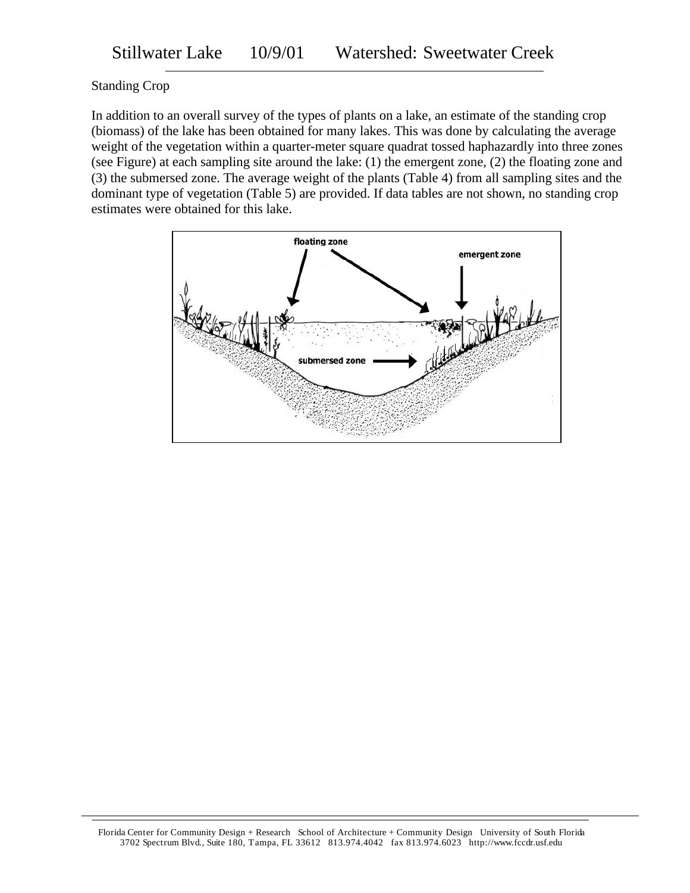Stillwater Lake 10/9/01 Watershed: Sweetwater Creek

## Standing Crop

In addition to an overall survey of the types of plants on a lake, an estimate of the standing crop (biomass) of the lake has been obtained for many lakes. This was done by calculating the average weight of the vegetation within a quarter-meter square quadrat tossed haphazardly into three zones (see Figure) at each sampling site around the lake: (1) the emergent zone, (2) the floating zone and (3) the submersed zone. The average weight of the plants (Table 4) from all sampling sites and the dominant type of vegetation (Table 5) are provided. If data tables are not shown, no standing crop estimates were obtained for this lake.

floating zone

emergent zone

submersed zone

Florida Center for Community Design + Research School of Architecture + Community Design University of South Florida
3702 Spectrum Blvd., Suite 180, Tampa, FL 33612 813.974.4042 fax 813.974.6023 http://www.fccdr.usf.edu